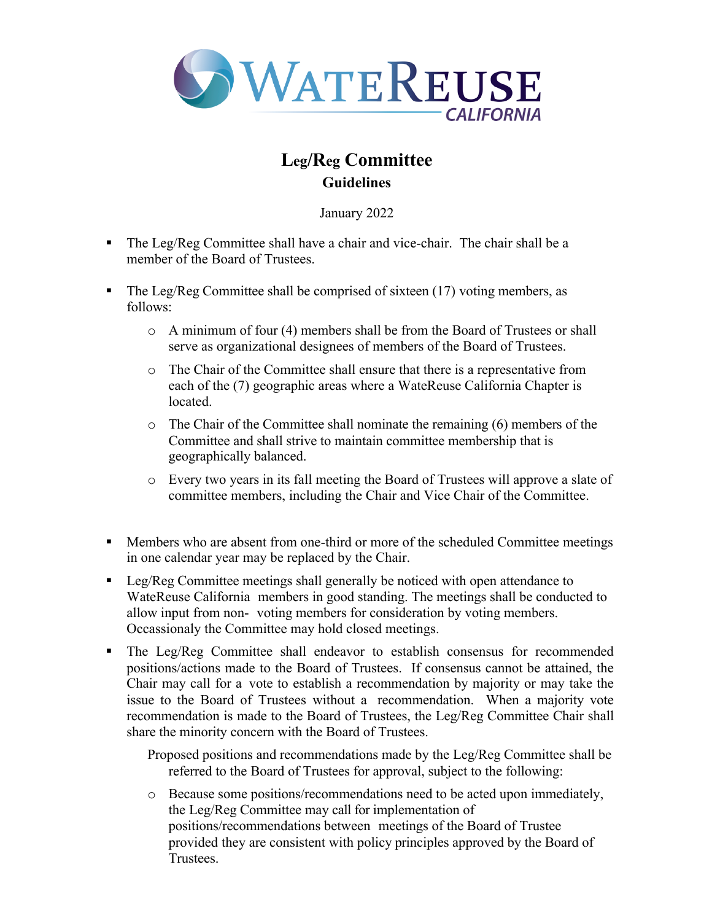WATEREUSE CALIFORNIA

# Leg/Reg Committee
## Guidelines

January 2022

- The Leg/Reg Committee shall have a chair and vice-chair. The chair shall be a member of the Board of Trustees.
- The Leg/Reg Committee shall be comprised of sixteen (17) voting members, as follows:
  - A minimum of four (4) members shall be from the Board of Trustees or shall serve as organizational designees of members of the Board of Trustees.
  - The Chair of the Committee shall ensure that there is a representative from each of the (7) geographic areas where a WateReuse California Chapter is located.
  - The Chair of the Committee shall nominate the remaining (6) members of the Committee and shall strive to maintain committee membership that is geographically balanced.
  - Every two years in its fall meeting the Board of Trustees will approve a slate of committee members, including the Chair and Vice Chair of the Committee.
- Members who are absent from one-third or more of the scheduled Committee meetings in one calendar year may be replaced by the Chair.
- Leg/Reg Committee meetings shall generally be noticed with open attendance to WateReuse California members in good standing. The meetings shall be conducted to allow input from non- voting members for consideration by voting members. Occassionaly the Committee may hold closed meetings.
- The Leg/Reg Committee shall endeavor to establish consensus for recommended positions/actions made to the Board of Trustees. If consensus cannot be attained, the Chair may call for a vote to establish a recommendation by majority or may take the issue to the Board of Trustees without a recommendation. When a majority vote recommendation is made to the Board of Trustees, the Leg/Reg Committee Chair shall share the minority concern with the Board of Trustees.

  Proposed positions and recommendations made by the Leg/Reg Committee shall be referred to the Board of Trustees for approval, subject to the following:

  - Because some positions/recommendations need to be acted upon immediately, the Leg/Reg Committee may call for implementation of positions/recommendations between meetings of the Board of Trustee provided they are consistent with policy principles approved by the Board of Trustees.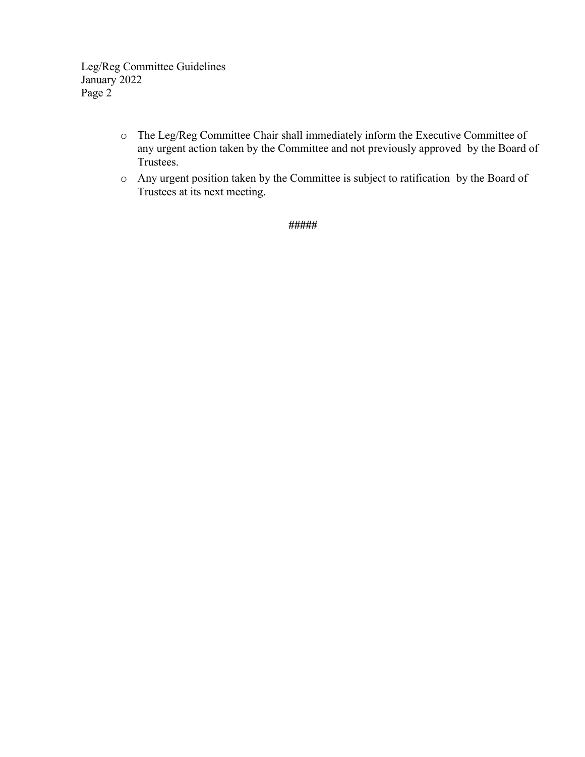- The Leg/Reg Committee Chair shall immediately inform the Executive Committee of any urgent action taken by the Committee and not previously approved by the Board of Trustees.
- Any urgent position taken by the Committee is subject to ratification by the Board of Trustees at its next meeting.

#####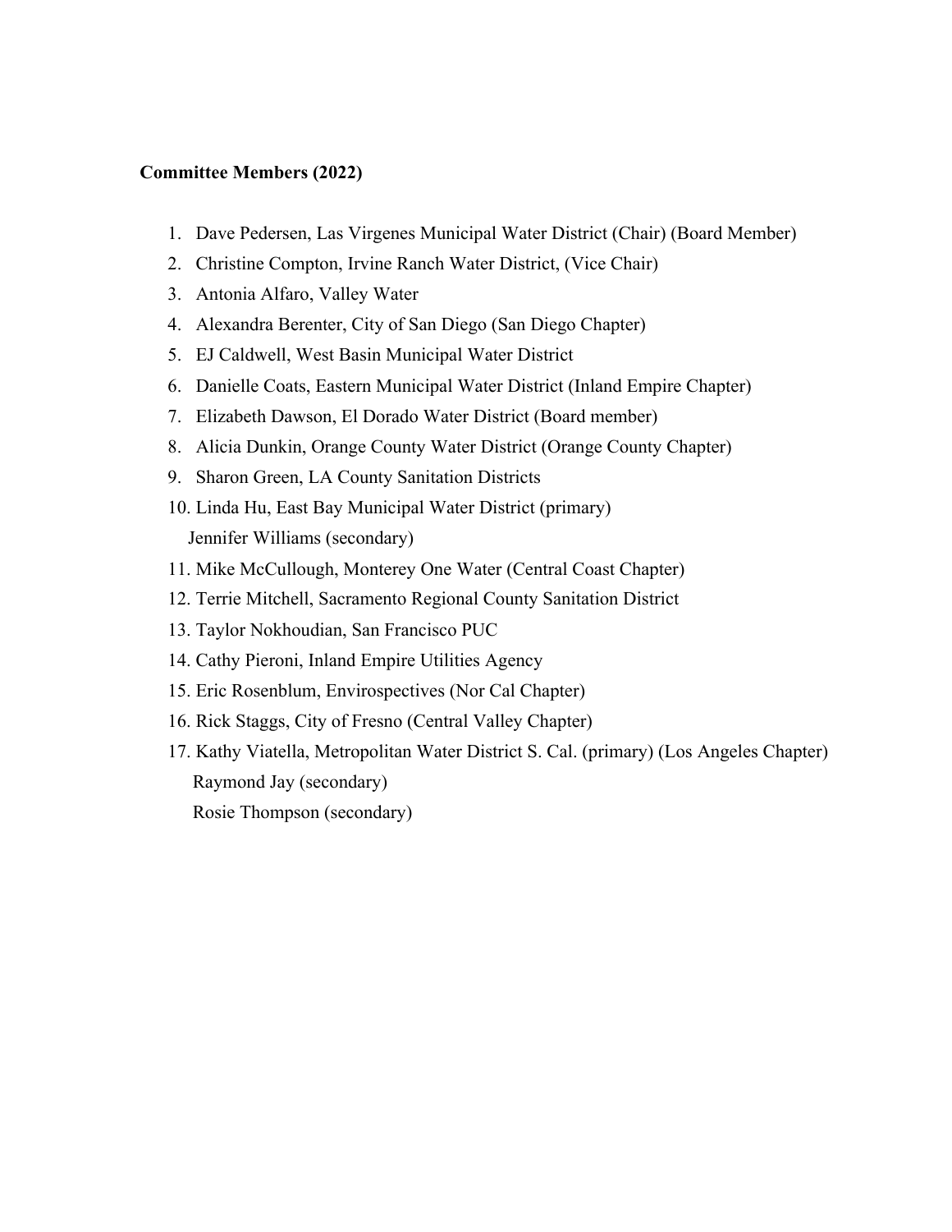**Committee Members (2022)**

1. Dave Pedersen, Las Virgenes Municipal Water District (Chair) (Board Member)
2. Christine Compton, Irvine Ranch Water District, (Vice Chair)
3. Antonia Alfaro, Valley Water
4. Alexandra Berenter, City of San Diego (San Diego Chapter)
5. EJ Caldwell, West Basin Municipal Water District
6. Danielle Coats, Eastern Municipal Water District (Inland Empire Chapter)
7. Elizabeth Dawson, El Dorado Water District (Board member)
8. Alicia Dunkin, Orange County Water District (Orange County Chapter)
9. Sharon Green, LA County Sanitation Districts
10. Linda Hu, East Bay Municipal Water District (primary)
    Jennifer Williams (secondary)
11. Mike McCullough, Monterey One Water (Central Coast Chapter)
12. Terrie Mitchell, Sacramento Regional County Sanitation District
13. Taylor Nokhoudian, San Francisco PUC
14. Cathy Pieroni, Inland Empire Utilities Agency
15. Eric Rosenblum, Envirospectives (Nor Cal Chapter)
16. Rick Staggs, City of Fresno (Central Valley Chapter)
17. Kathy Viatella, Metropolitan Water District S. Cal. (primary) (Los Angeles Chapter)
    Raymond Jay (secondary)
    Rosie Thompson (secondary)